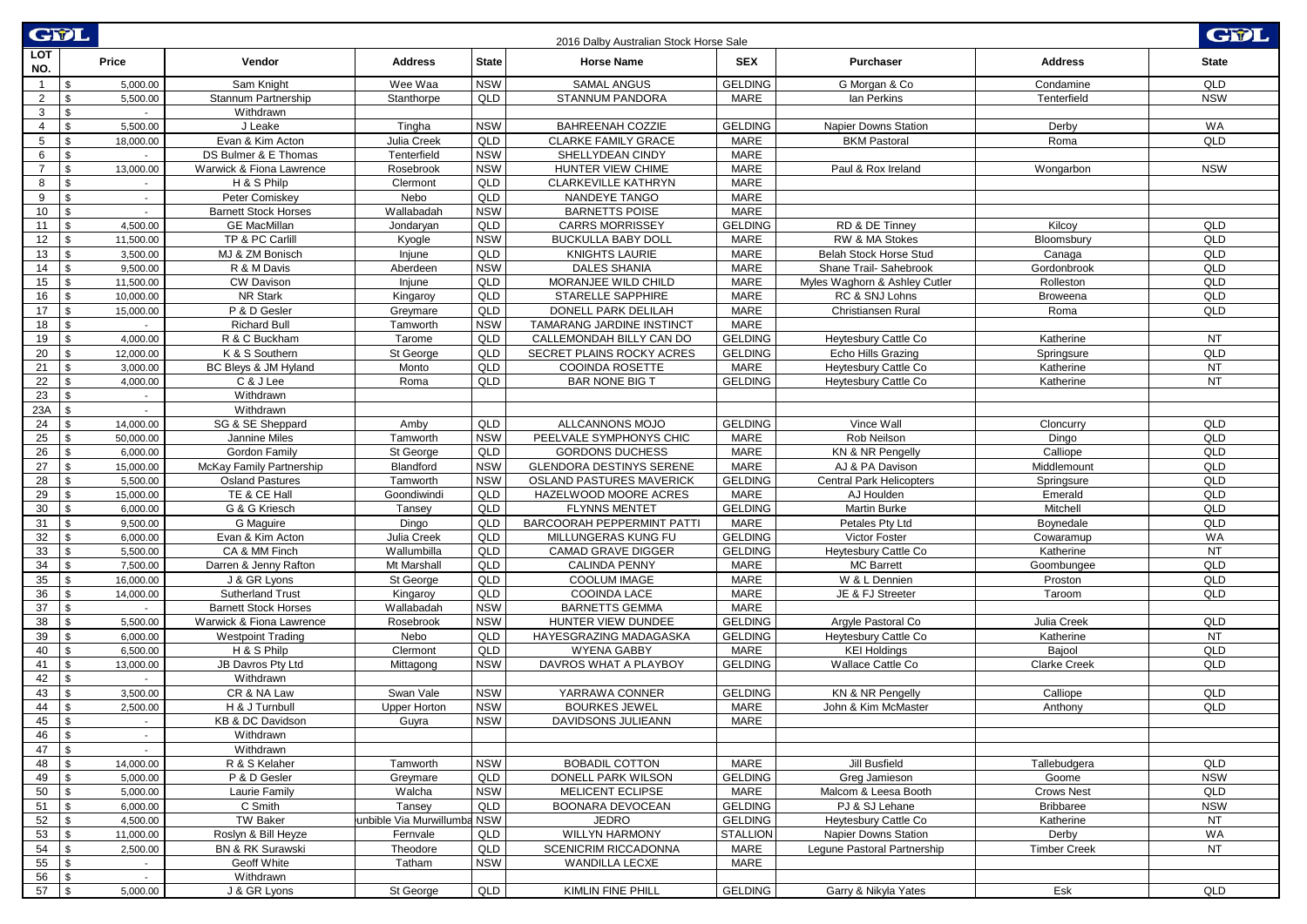# 2016 Dalby Australian Stock Horse Sale

| LOT NO. | Price | Vendor | Address | State | Horse Name | SEX | Purchaser | Address | State |
|---|---|---|---|---|---|---|---|---|---|
| 1 | $ 5,000.00 | Sam Knight | Wee Waa | NSW | SAMAL ANGUS | GELDING | G Morgan & Co | Condamine | QLD |
| 2 | $ 5,500.00 | Stannum Partnership | Stanthorpe | QLD | STANNUM PANDORA | MARE | Ian Perkins | Tenterfield | NSW |
| 3 | $ - | Withdrawn | | | | | | | |
| 4 | $ 5,500.00 | J Leake | Tingha | NSW | BAHREENAH COZZIE | GELDING | Napier Downs Station | Derby | WA |
| 5 | $ 18,000.00 | Evan & Kim Acton | Julia Creek | QLD | CLARKE FAMILY GRACE | MARE | BKM Pastoral | Roma | QLD |
| 6 | $ - | DS Bulmer & E Thomas | Tenterfield | NSW | SHELLYDEAN CINDY | MARE | | | |
| 7 | $ 13,000.00 | Warwick & Fiona Lawrence | Rosebrook | NSW | HUNTER VIEW CHIME | MARE | Paul & Rox Ireland | Wongarbon | NSW |
| 8 | $ - | H & S Philp | Clermont | QLD | CLARKEVILLE KATHRYN | MARE | | | |
| 9 | $ - | Peter Comiskey | Nebo | QLD | NANDEYE TANGO | MARE | | | |
| 10 | $ - | Barnett Stock Horses | Wallabadah | NSW | BARNETTS POISE | MARE | | | |
| 11 | $ 4,500.00 | GE MacMillan | Jondaryan | QLD | CARRS MORRISSEY | GELDING | RD & DE Tinney | Kilcoy | QLD |
| 12 | $ 11,500.00 | TP & PC Carlill | Kyogle | NSW | BUCKULLA BABY DOLL | MARE | RW & MA Stokes | Bloomsbury | QLD |
| 13 | $ 3,500.00 | MJ & ZM Bonisch | Injune | QLD | KNIGHTS LAURIE | MARE | Belah Stock Horse Stud | Canaga | QLD |
| 14 | $ 9,500.00 | R & M Davis | Aberdeen | NSW | DALES SHANIA | MARE | Shane Trail- Sahebrook | Gordonbrook | QLD |
| 15 | $ 11,500.00 | CW Davison | Injune | QLD | MORANJEE WILD CHILD | MARE | Myles Waghorn & Ashley Cutler | Rolleston | QLD |
| 16 | $ 10,000.00 | NR Stark | Kingaroy | QLD | STARELLE SAPPHIRE | MARE | RC & SNJ Lohns | Broweena | QLD |
| 17 | $ 15,000.00 | P & D Gesler | Greymare | QLD | DONELL PARK DELILAH | MARE | Christiansen Rural | Roma | QLD |
| 18 | $ - | Richard Bull | Tamworth | NSW | TAMARANG JARDINE INSTINCT | MARE | | | |
| 19 | $ 4,000.00 | R & C Buckham | Tarome | QLD | CALLEMONDAH BILLY CAN DO | GELDING | Heytesbury Cattle Co | Katherine | NT |
| 20 | $ 12,000.00 | K & S Southern | St George | QLD | SECRET PLAINS ROCKY ACRES | GELDING | Echo Hills Grazing | Springsure | QLD |
| 21 | $ 3,000.00 | BC Bleys & JM Hyland | Monto | QLD | COOINDA ROSETTE | MARE | Heytesbury Cattle Co | Katherine | NT |
| 22 | $ 4,000.00 | C & J Lee | Roma | QLD | BAR NONE BIG T | GELDING | Heytesbury Cattle Co | Katherine | NT |
| 23 | $ - | Withdrawn | | | | | | | |
| 23A | $ - | Withdrawn | | | | | | | |
| 24 | $ 14,000.00 | SG & SE Sheppard | Amby | QLD | ALLCANNONS MOJO | GELDING | Vince Wall | Cloncurry | QLD |
| 25 | $ 50,000.00 | Jannine Miles | Tamworth | NSW | PEELVALE SYMPHONYS CHIC | MARE | Rob Neilson | Dingo | QLD |
| 26 | $ 6,000.00 | Gordon Family | St George | QLD | GORDONS DUCHESS | MARE | KN & NR Pengelly | Calliope | QLD |
| 27 | $ 15,000.00 | McKay Family Partnership | Blandford | NSW | GLENDORA DESTINYS SERENE | MARE | AJ & PA Davison | Middlemount | QLD |
| 28 | $ 5,500.00 | Osland Pastures | Tamworth | NSW | OSLAND PASTURES MAVERICK | GELDING | Central Park Helicopters | Springsure | QLD |
| 29 | $ 15,000.00 | TE & CE Hall | Goondiwindi | QLD | HAZELWOOD MOORE ACRES | MARE | AJ Houlden | Emerald | QLD |
| 30 | $ 6,000.00 | G & G Kriesch | Tansey | QLD | FLYNNS MENTET | GELDING | Martin Burke | Mitchell | QLD |
| 31 | $ 9,500.00 | G Maguire | Dingo | QLD | BARCOORAH PEPPERMINT PATTI | MARE | Petales Pty Ltd | Boynedale | QLD |
| 32 | $ 6,000.00 | Evan & Kim Acton | Julia Creek | QLD | MILLUNGERAS KUNG FU | GELDING | Victor Foster | Cowaramup | WA |
| 33 | $ 5,500.00 | CA & MM Finch | Wallumbilla | QLD | CAMAD GRAVE DIGGER | GELDING | Heytesbury Cattle Co | Katherine | NT |
| 34 | $ 7,500.00 | Darren & Jenny Rafton | Mt Marshall | QLD | CALINDA PENNY | MARE | MC Barrett | Goombungee | QLD |
| 35 | $ 16,000.00 | J & GR Lyons | St George | QLD | COOLUM IMAGE | MARE | W & L Dennien | Proston | QLD |
| 36 | $ 14,000.00 | Sutherland Trust | Kingaroy | QLD | COOINDA LACE | MARE | JE & FJ Streeter | Taroom | QLD |
| 37 | $ - | Barnett Stock Horses | Wallabadah | NSW | BARNETTS GEMMA | MARE | | | |
| 38 | $ 5,500.00 | Warwick & Fiona Lawrence | Rosebrook | NSW | HUNTER VIEW DUNDEE | GELDING | Argyle Pastoral Co | Julia Creek | QLD |
| 39 | $ 6,000.00 | Westpoint Trading | Nebo | QLD | HAYESGRAZING MADAGASKA | GELDING | Heytesbury Cattle Co | Katherine | NT |
| 40 | $ 6,500.00 | H & S Philp | Clermont | QLD | WYENA GABBY | MARE | KEI Holdings | Bajool | QLD |
| 41 | $ 13,000.00 | JB Davros Pty Ltd | Mittagong | NSW | DAVROS WHAT A PLAYBOY | GELDING | Wallace Cattle Co | Clarke Creek | QLD |
| 42 | $ - | Withdrawn | | | | | | | |
| 43 | $ 3,500.00 | CR & NA Law | Swan Vale | NSW | YARRAWA CONNER | GELDING | KN & NR Pengelly | Calliope | QLD |
| 44 | $ 2,500.00 | H & J Turnbull | Upper Horton | NSW | BOURKES JEWEL | MARE | John & Kim McMaster | Anthony | QLD |
| 45 | $ - | KB & DC Davidson | Guyra | NSW | DAVIDSONS JULIEANN | MARE | | | |
| 46 | $ - | Withdrawn | | | | | | | |
| 47 | $ - | Withdrawn | | | | | | | |
| 48 | $ 14,000.00 | R & S Kelaher | Tamworth | NSW | BOBADIL COTTON | MARE | Jill Busfield | Tallebudgera | QLD |
| 49 | $ 5,000.00 | P & D Gesler | Greymare | QLD | DONELL PARK WILSON | GELDING | Greg Jamieson | Goome | NSW |
| 50 | $ 5,000.00 | Laurie Family | Walcha | NSW | MELICENT ECLIPSE | MARE | Malcom & Leesa Booth | Crows Nest | QLD |
| 51 | $ 6,000.00 | C Smith | Tansey | QLD | BOONARA DEVOCEAN | GELDING | PJ & SJ Lehane | Bribbaree | NSW |
| 52 | $ 4,500.00 | TW Baker | unbible Via Murwillumba | NSW | JEDRO | GELDING | Heytesbury Cattle Co | Katherine | NT |
| 53 | $ 11,000.00 | Roslyn & Bill Heyze | Fernvale | QLD | WILLYN HARMONY | STALLION | Napier Downs Station | Derby | WA |
| 54 | $ 2,500.00 | BN & RK Surawski | Theodore | QLD | SCENICRIM RICCADONNA | MARE | Legune Pastoral Partnership | Timber Creek | NT |
| 55 | $ - | Geoff White | Tatham | NSW | WANDILLA LECXE | MARE | | | |
| 56 | $ - | Withdrawn | | | | | | | |
| 57 | $ 5,000.00 | J & GR Lyons | St George | QLD | KIMLIN FINE PHILL | GELDING | Garry & Nikyla Yates | Esk | QLD |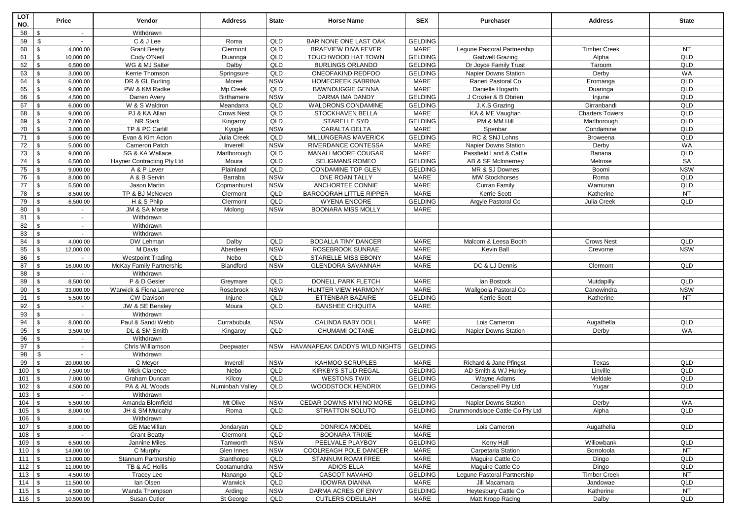| LOT NO. | Price | Vendor | Address | State | Horse Name | SEX | Purchaser | Address | State |
|---|---|---|---|---|---|---|---|---|---|
| 58 | $ - | Withdrawn | | | | | | | |
| 59 | $ - | C & J Lee | Roma | QLD | BAR NONE ONE LAST OAK | GELDING | | | |
| 60 | $ 4,000.00 | Grant Beatty | Clermont | QLD | BRAEVIEW DIVA FEVER | MARE | Legune Pastoral Partnership | Timber Creek | NT |
| 61 | $ 10,000.00 | Cody O'Neill | Duaringa | QLD | TOUCHWOOD HAT TOWN | GELDING | Gadwell Grazing | Alpha | QLD |
| 62 | $ 6,500.00 | WG & MJ Salter | Dalby | QLD | BURLINGS ORLANDO | GELDING | Dr Joyce Family Trust | Taroom | QLD |
| 63 | $ 3,000.00 | Kerrie Thomson | Springsure | QLD | ONEOFAKIND REDFOO | GELDING | Napier Downs Station | Derby | WA |
| 64 | $ 6,000.00 | DR & GL Burling | Moree | NSW | HOMECREEK SABRINA | MARE | Raneri Pastoral Co | Eromanga | QLD |
| 65 | $ 9,000.00 | PW & KM Radke | Mp Creek | QLD | BAWNDUGGIE GENNA | MARE | Danielle Hogarth | Duaringa | QLD |
| 66 | $ 4,500.00 | Darren Avery | Birthamere | NSW | DARMA IMA DANDY | GELDING | J Crozier & B Obrien | Injune | QLD |
| 67 | $ 6,000.00 | W & S Waldron | Meandarra | QLD | WALDRONS CONDAMINE | GELDING | J.K.S Grazing | Dirranbandi | QLD |
| 68 | $ 9,000.00 | PJ & KA Allan | Crows Nest | QLD | STOCKHAVEN BELLA | MARE | KA & ME Vaughan | Charters Towers | QLD |
| 69 | $ 7,000.00 | NR Stark | Kingaroy | QLD | STARELLE SYD | GELDING | PM & MM Hill | Marlborough | QLD |
| 70 | $ 3,000.00 | TP & PC Carlill | Kyogle | NSW | CARALTA DELTA | MARE | Spenbar | Condamine | QLD |
| 71 | $ 5,000.00 | Evan & Kim Acton | Julia Creek | QLD | MILLUNGERAS MAVERICK | GELDING | RC & SNJ Lohns | Broweena | QLD |
| 72 | $ 5,000.00 | Cameron Patch | Inverell | NSW | RIVERDANCE CONTESSA | MARE | Napier Downs Station | Derby | WA |
| 73 | $ 9,000.00 | SG & KA Wallace | Marlborough | QLD | MANALI MOORE COUGAR | MARE | Passfield Land & Cattle | Banana | QLD |
| 74 | $ 6,500.00 | Hayner Contracting Pty Ltd | Moura | QLD | SELIGMANS ROMEO | GELDING | AB & SF McInnerney | Melrose | SA |
| 75 | $ 9,000.00 | A & P Lever | Plainland | QLD | CONDAMINE TOP GLEN | GELDING | MR & SJ Downes | Boomi | NSW |
| 76 | $ 8,000.00 | A & B Servin | Barraba | NSW | ONE ROAN TALLY | MARE | MW Stockhorses | Roma | QLD |
| 77 | $ 5,500.00 | Jason Martin | Copmanhurst | NSW | ANCHORTEE CONNIE | MARE | Curran Family | Wamuran | QLD |
| 78 | $ 8,500.00 | TP & BJ McNeven | Clermont | QLD | BARCOORAH LITTLE RIPPER | MARE | Kerrie Scott | Katherine | NT |
| 79 | $ 6,500.00 | H & S Philp | Clermont | QLD | WYENA ENCORE | GELDING | Argyle Pastoral Co | Julia Creek | QLD |
| 80 | $ - | JM & SA Morse | Molong | NSW | BOONARA MISS MOLLY | MARE | | | |
| 81 | $ - | Withdrawn | | | | | | | |
| 82 | $ - | Withdrawn | | | | | | | |
| 83 | $ - | Withdrawn | | | | | | | |
| 84 | $ 4,000.00 | DW Lehman | Dalby | QLD | BODALLA TINY DANCER | MARE | Malcom & Leesa Booth | Crows Nest | QLD |
| 85 | $ 12,000.00 | M Davis | Aberdeen | NSW | ROSEBROOK SUNRAE | MARE | Kevin Ball | Crevorne | NSW |
| 86 | $ - | Westpoint Trading | Nebo | QLD | STARELLE MISS EBONY | MARE | | | |
| 87 | $ 16,000.00 | McKay Family Partnership | Blandford | NSW | GLENDORA SAVANNAH | MARE | DC & LJ Dennis | Clermont | QLD |
| 88 | $ - | Withdrawn | | | | | | | |
| 89 | $ 8,500.00 | P & D Gesler | Greymare | QLD | DONELL PARK FLETCH | MARE | Ian Bostock | Mutdapilly | QLD |
| 90 | $ 33,000.00 | Warwick & Fiona Lawrence | Rosebrook | NSW | HUNTER VIEW HARMONY | MARE | Wallgoola Pastoral Co | Canowindra | NSW |
| 91 | $ 5,500.00 | CW Davison | Injune | QLD | ETTENBAR BAZAIRE | GELDING | Kerrie Scott | Katherine | NT |
| 92 | $ - | JW & SE Bensley | Moura | QLD | BANSHEE CHIQUITA | MARE | | | |
| 93 | $ - | Withdrawn | | | | | | | |
| 94 | $ 8,000.00 | Paul & Sandi Webb | Currabubula | NSW | CALINDA BABY DOLL | MARE | Lois Cameron | Augathella | QLD |
| 95 | $ 3,500.00 | DL & SM Smith | Kingaroy | QLD | CHUMAMI OCTANE | GELDING | Napier Downs Station | Derby | WA |
| 96 | $ - | Withdrawn | | | | | | | |
| 97 | $ - | Chris Williamson | Deepwater | NSW | HAVANAPEAK DADDYS WILD NIGHTS | GELDING | | | |
| 98 | $ - | Withdrawn | | | | | | | |
| 99 | $ 20,000.00 | C Meyer | Inverell | NSW | KAHMOO SCRUPLES | MARE | Richard & Jane Pfingst | Texas | QLD |
| 100 | $ 7,500.00 | Mick Clarence | Nebo | QLD | KIRKBYS STUD REGAL | GELDING | AD Smith & WJ Hurley | Linville | QLD |
| 101 | $ 7,000.00 | Graham Duncan | Kilcoy | QLD | WESTONS TWIX | GELDING | Wayne Adams | Meldale | QLD |
| 102 | $ 4,500.00 | PA & AL Woods | Numinbah Valley | QLD | WOODSTOCK HENDRIX | GELDING | Cedarspell Pty Ltd | Yugar | QLD |
| 103 | $ - | Withdrawn | | | | | | | |
| 104 | $ 5,500.00 | Amanda Blomfield | Mt Olive | NSW | CEDAR DOWNS MINI NO MORE | GELDING | Napier Downs Station | Derby | WA |
| 105 | $ 8,000.00 | JH & SM Mulcahy | Roma | QLD | STRATTON SOLUTO | GELDING | Drummondslope Cattle Co Pty Ltd | Alpha | QLD |
| 106 | $ - | Withdrawn | | | | | | | |
| 107 | $ 8,000.00 | GE MacMillan | Jondaryan | QLD | DONRICA MODEL | MARE | Lois Cameron | Augathella | QLD |
| 108 | $ - | Grant Beatty | Clermont | QLD | BOONARA TRIXIE | MARE | | | |
| 109 | $ 6,500.00 | Jannine Miles | Tamworth | NSW | PEELVALE PLAYBOY | GELDING | Kerry Hall | Willowbank | QLD |
| 110 | $ 14,000.00 | C Murphy | Glen Innes | NSW | COOLREAGH POLE DANCER | MARE | Carpetaria Station | Borroloola | NT |
| 111 | $ 13,000.00 | Stannum Partnership | Stanthorpe | QLD | STANNUM ROAM FREE | MARE | Maguire Cattle Co | Dingo | QLD |
| 112 | $ 11,000.00 | TB & AC Hollis | Cootamundra | NSW | ADIOS ELLA | MARE | Maguire Cattle Co | Dingo | QLD |
| 113 | $ 4,500.00 | Tracey Lee | Nanango | QLD | CASCOT NAVAHO | GELDING | Legune Pastoral Partnership | Timber Creek | NT |
| 114 | $ 11,500.00 | Ian Olsen | Warwick | QLD | IDOWRA DIANNA | MARE | Jill Macamara | Jandowae | QLD |
| 115 | $ 4,500.00 | Wanda Thompson | Arding | NSW | DARMA ACRES OF ENVY | GELDING | Heytesbury Cattle Co | Katherine | NT |
| 116 | $ 10,500.00 | Susan Cutler | St George | QLD | CUTLERS ODELILAH | MARE | Matt Kropp Racing | Dalby | QLD |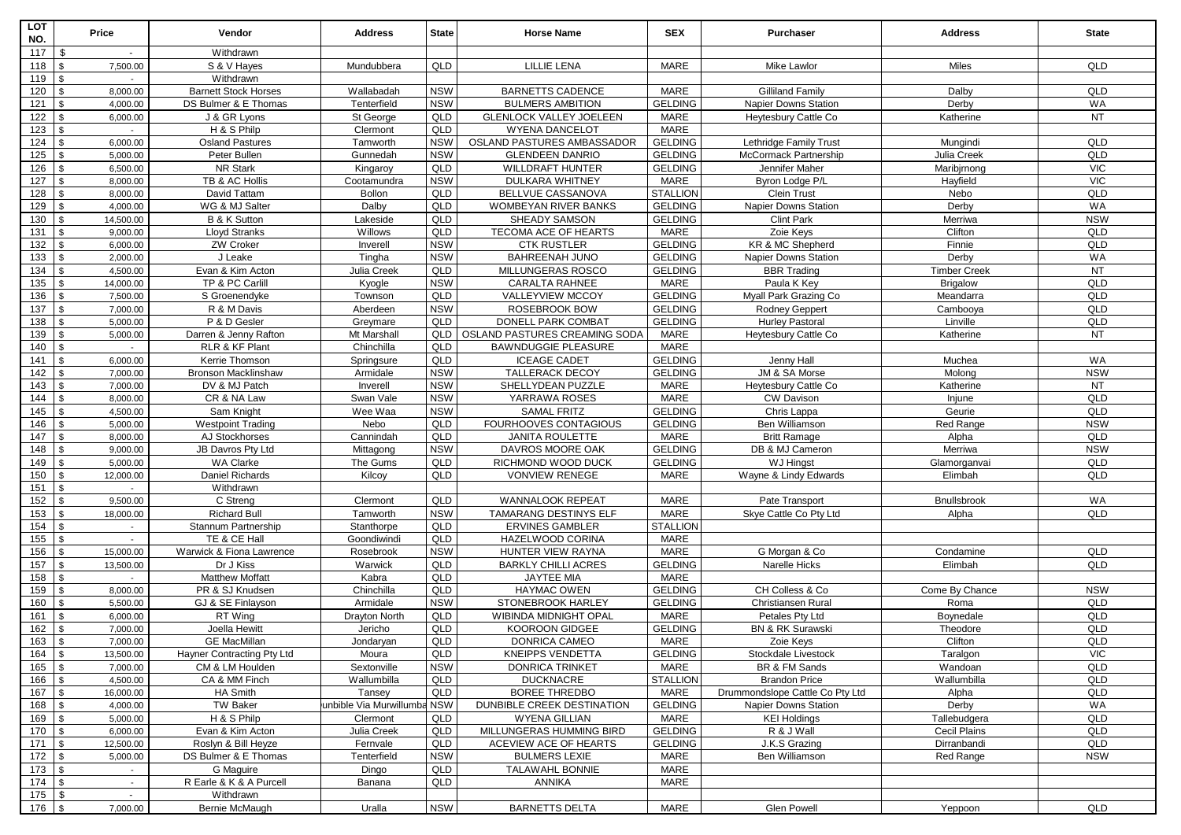| LOT NO. | Price | Vendor | Address | State | Horse Name | SEX | Purchaser | Address | State |
|---|---|---|---|---|---|---|---|---|---|
| 117 | $ - | Withdrawn | | | | | | | |
| 118 | $ 7,500.00 | S & V Hayes | Mundubbera | QLD | LILLIE LENA | MARE | Mike Lawlor | Miles | QLD |
| 119 | $ - | Withdrawn | | | | | | | |
| 120 | $ 8,000.00 | Barnett Stock Horses | Wallabadah | NSW | BARNETTS CADENCE | MARE | Gilliland Family | Dalby | QLD |
| 121 | $ 4,000.00 | DS Bulmer & E Thomas | Tenterfield | NSW | BULMERS AMBITION | GELDING | Napier Downs Station | Derby | WA |
| 122 | $ 6,000.00 | J & GR Lyons | St George | QLD | GLENLOCK VALLEY JOELEEN | MARE | Heytesbury Cattle Co | Katherine | NT |
| 123 | $ - | H & S Philp | Clermont | QLD | WYENA DANCELOT | MARE | | | |
| 124 | $ 6,000.00 | Osland Pastures | Tamworth | NSW | OSLAND PASTURES AMBASSADOR | GELDING | Lethridge Family Trust | Mungindi | QLD |
| 125 | $ 5,000.00 | Peter Bullen | Gunnedah | NSW | GLENDEEN DANRIO | GELDING | McCormack Partnership | Julia Creek | QLD |
| 126 | $ 6,500.00 | NR Stark | Kingaroy | QLD | WILLDRAFT HUNTER | GELDING | Jennifer Maher | Maribjrnong | VIC |
| 127 | $ 8,000.00 | TB & AC Hollis | Cootamundra | NSW | DULKARA WHITNEY | MARE | Byron Lodge P/L | Hayfield | VIC |
| 128 | $ 8,000.00 | David Tattam | Bollon | QLD | BELLVUE CASSANOVA | STALLION | Clein Trust | Nebo | QLD |
| 129 | $ 4,000.00 | WG & MJ Salter | Dalby | QLD | WOMBEYAN RIVER BANKS | GELDING | Napier Downs Station | Derby | WA |
| 130 | $ 14,500.00 | B & K Sutton | Lakeside | QLD | SHEADY SAMSON | GELDING | Clint Park | Merriwa | NSW |
| 131 | $ 9,000.00 | Lloyd Stranks | Willows | QLD | TECOMA ACE OF HEARTS | MARE | Zoie Keys | Clifton | QLD |
| 132 | $ 6,000.00 | ZW Croker | Inverell | NSW | CTK RUSTLER | GELDING | KR & MC Shepherd | Finnie | QLD |
| 133 | $ 2,000.00 | J Leake | Tingha | NSW | BAHREENAH JUNO | GELDING | Napier Downs Station | Derby | WA |
| 134 | $ 4,500.00 | Evan & Kim Acton | Julia Creek | QLD | MILLUNGERAS ROSCO | GELDING | BBR Trading | Timber Creek | NT |
| 135 | $ 14,000.00 | TP & PC Carlill | Kyogle | NSW | CARALTA RAHNEE | MARE | Paula K Key | Brigalow | QLD |
| 136 | $ 7,500.00 | S Groenendyke | Townson | QLD | VALLEYVIEW MCCOY | GELDING | Myall Park Grazing Co | Meandarra | QLD |
| 137 | $ 7,000.00 | R & M Davis | Aberdeen | NSW | ROSEBROOK BOW | GELDING | Rodney Geppert | Cambooya | QLD |
| 138 | $ 5,000.00 | P & D Gesler | Greymare | QLD | DONELL PARK COMBAT | GELDING | Hurley Pastoral | Linville | QLD |
| 139 | $ 5,000.00 | Darren & Jenny Rafton | Mt Marshall | QLD | OSLAND PASTURES CREAMING SODA | MARE | Heytesbury Cattle Co | Katherine | NT |
| 140 | $ - | RLR & KF Plant | Chinchilla | QLD | BAWNDUGGIE PLEASURE | MARE | | | |
| 141 | $ 6,000.00 | Kerrie Thomson | Springsure | QLD | ICEAGE CADET | GELDING | Jenny Hall | Muchea | WA |
| 142 | $ 7,000.00 | Bronson Macklinshaw | Armidale | NSW | TALLERACK DECOY | GELDING | JM & SA Morse | Molong | NSW |
| 143 | $ 7,000.00 | DV & MJ Patch | Inverell | NSW | SHELLYDEAN PUZZLE | MARE | Heytesbury Cattle Co | Katherine | NT |
| 144 | $ 8,000.00 | CR & NA Law | Swan Vale | NSW | YARRAWA ROSES | MARE | CW Davison | Injune | QLD |
| 145 | $ 4,500.00 | Sam Knight | Wee Waa | NSW | SAMAL FRITZ | GELDING | Chris Lappa | Geurie | QLD |
| 146 | $ 5,000.00 | Westpoint Trading | Nebo | QLD | FOURHOOVES CONTAGIOUS | GELDING | Ben Williamson | Red Range | NSW |
| 147 | $ 8,000.00 | AJ Stockhorses | Cannindah | QLD | JANITA ROULETTE | MARE | Britt Ramage | Alpha | QLD |
| 148 | $ 9,000.00 | JB Davros Pty Ltd | Mittagong | NSW | DAVROS MOORE OAK | GELDING | DB & MJ Cameron | Merriwa | NSW |
| 149 | $ 5,000.00 | WA Clarke | The Gums | QLD | RICHMOND WOOD DUCK | GELDING | WJ Hingst | Glamorganvai | QLD |
| 150 | $ 12,000.00 | Daniel Richards | Kilcoy | QLD | VONVIEW RENEGE | MARE | Wayne & Lindy Edwards | Elimbah | QLD |
| 151 | $ - | Withdrawn | | | | | | | |
| 152 | $ 9,500.00 | C Streng | Clermont | QLD | WANNALOOK REPEAT | MARE | Pate Transport | Bnullsbrook | WA |
| 153 | $ 18,000.00 | Richard Bull | Tamworth | NSW | TAMARANG DESTINYS ELF | MARE | Skye Cattle Co Pty Ltd | Alpha | QLD |
| 154 | $ - | Stannum Partnership | Stanthorpe | QLD | ERVINES GAMBLER | STALLION | | | |
| 155 | $ - | TE & CE Hall | Goondiwindi | QLD | HAZELWOOD CORINA | MARE | | | |
| 156 | $ 15,000.00 | Warwick & Fiona Lawrence | Rosebrook | NSW | HUNTER VIEW RAYNA | MARE | G Morgan & Co | Condamine | QLD |
| 157 | $ 13,500.00 | Dr J Kiss | Warwick | QLD | BARKLY CHILLI ACRES | GELDING | Narelle Hicks | Elimbah | QLD |
| 158 | $ - | Matthew Moffatt | Kabra | QLD | JAYTEE MIA | MARE | | | |
| 159 | $ 8,000.00 | PR & SJ Knudsen | Chinchilla | QLD | HAYMAC OWEN | GELDING | CH Colless & Co | Come By Chance | NSW |
| 160 | $ 5,500.00 | GJ & SE Finlayson | Armidale | NSW | STONEBROOK HARLEY | GELDING | Christiansen Rural | Roma | QLD |
| 161 | $ 6,000.00 | RT Wing | Drayton North | QLD | WIBINDA MIDNIGHT OPAL | MARE | Petales Pty Ltd | Boynedale | QLD |
| 162 | $ 7,000.00 | Joella Hewitt | Jericho | QLD | KOOROON GIDGEE | GELDING | BN & RK Surawski | Theodore | QLD |
| 163 | $ 7,000.00 | GE MacMillan | Jondaryan | QLD | DONRICA CAMEO | MARE | Zoie Keys | Clifton | QLD |
| 164 | $ 13,500.00 | Hayner Contracting Pty Ltd | Moura | QLD | KNEIPPS VENDETTA | GELDING | Stockdale Livestock | Taralgon | VIC |
| 165 | $ 7,000.00 | CM & LM Houlden | Sextonville | NSW | DONRICA TRINKET | MARE | BR & FM Sands | Wandoan | QLD |
| 166 | $ 4,500.00 | CA & MM Finch | Wallumbilla | QLD | DUCKNACRE | STALLION | Brandon Price | Wallumbilla | QLD |
| 167 | $ 16,000.00 | HA Smith | Tansey | QLD | BOREE THREDBO | MARE | Drummondslope Cattle Co Pty Ltd | Alpha | QLD |
| 168 | $ 4,000.00 | TW Baker | unbible Via Murwillumba | NSW | DUNBIBLE CREEK DESTINATION | GELDING | Napier Downs Station | Derby | WA |
| 169 | $ 5,000.00 | H & S Philp | Clermont | QLD | WYENA GILLIAN | MARE | KEI Holdings | Tallebudgera | QLD |
| 170 | $ 6,000.00 | Evan & Kim Acton | Julia Creek | QLD | MILLUNGERAS HUMMING BIRD | GELDING | R & J Wall | Cecil Plains | QLD |
| 171 | $ 12,500.00 | Roslyn & Bill Heyze | Fernvale | QLD | ACEVIEW ACE OF HEARTS | GELDING | J.K.S Grazing | Dirranbandi | QLD |
| 172 | $ 5,000.00 | DS Bulmer & E Thomas | Tenterfield | NSW | BULMERS LEXIE | MARE | Ben Williamson | Red Range | NSW |
| 173 | $ - | G Maguire | Dingo | QLD | TALAWAHL BONNIE | MARE | | | |
| 174 | $ - | R Earle & K & A Purcell | Banana | QLD | ANNIKA | MARE | | | |
| 175 | $ - | Withdrawn | | | | | | | |
| 176 | $ 7,000.00 | Bernie McMaugh | Uralla | NSW | BARNETTS DELTA | MARE | Glen Powell | Yeppoon | QLD |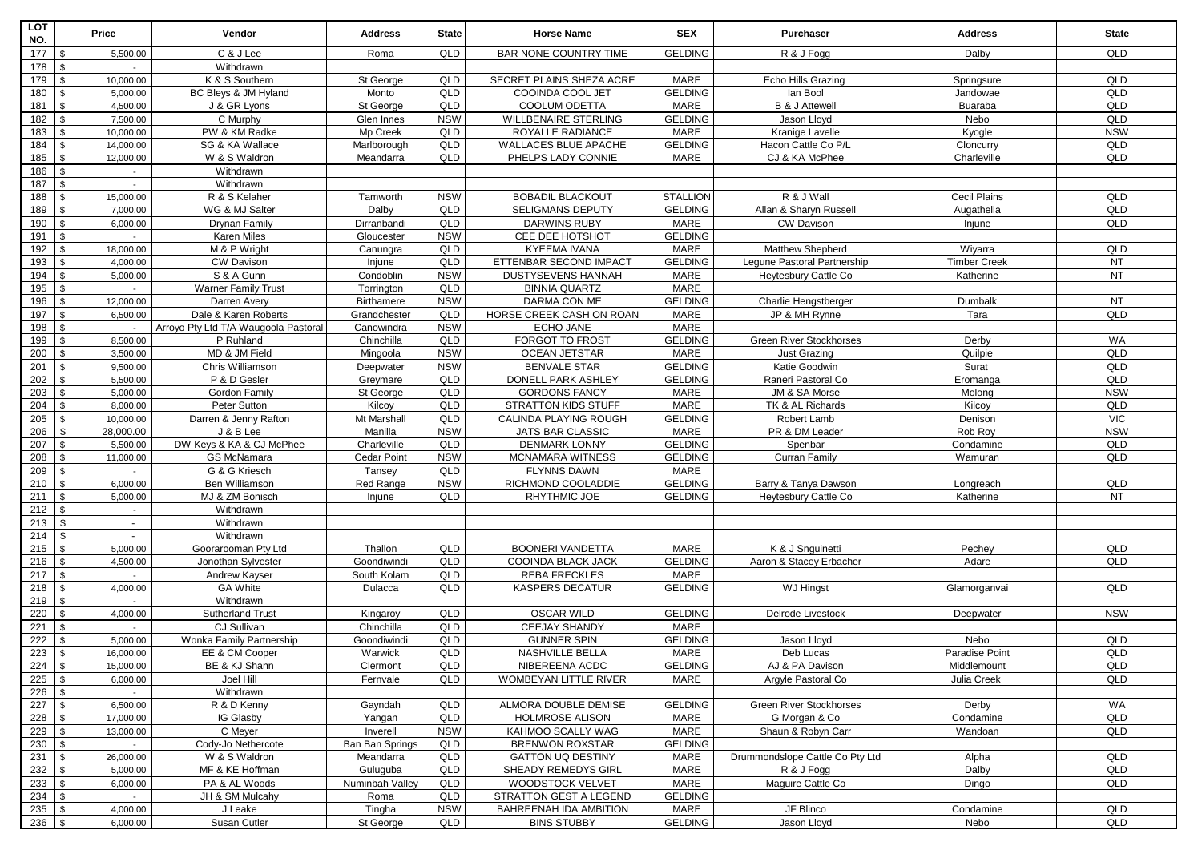| LOT NO. | Price | Vendor | Address | State | Horse Name | SEX | Purchaser | Address | State |
|---|---|---|---|---|---|---|---|---|---|
| 177 | $ 5,500.00 | C & J Lee | Roma | QLD | BAR NONE COUNTRY TIME | GELDING | R & J Fogg | Dalby | QLD |
| 178 | $ - | Withdrawn | | | | | | | |
| 179 | $ 10,000.00 | K & S Southern | St George | QLD | SECRET PLAINS SHEZA ACRE | MARE | Echo Hills Grazing | Springsure | QLD |
| 180 | $ 5,000.00 | BC Bleys & JM Hyland | Monto | QLD | COOINDA COOL JET | GELDING | Ian Bool | Jandowae | QLD |
| 181 | $ 4,500.00 | J & GR Lyons | St George | QLD | COOLUM ODETTA | MARE | B & J Attewell | Buaraba | QLD |
| 182 | $ 7,500.00 | C Murphy | Glen Innes | NSW | WILLBENAIRE STERLING | GELDING | Jason Lloyd | Nebo | QLD |
| 183 | $ 10,000.00 | PW & KM Radke | Mp Creek | QLD | ROYALLE RADIANCE | MARE | Kranige Lavelle | Kyogle | NSW |
| 184 | $ 14,000.00 | SG & KA Wallace | Marlborough | QLD | WALLACES BLUE APACHE | GELDING | Hacon Cattle Co P/L | Cloncurry | QLD |
| 185 | $ 12,000.00 | W & S Waldron | Meandarra | QLD | PHELPS LADY CONNIE | MARE | CJ & KA McPhee | Charleville | QLD |
| 186 | $ - | Withdrawn | | | | | | | |
| 187 | $ - | Withdrawn | | | | | | | |
| 188 | $ 15,000.00 | R & S Kelaher | Tamworth | NSW | BOBADIL BLACKOUT | STALLION | R & J Wall | Cecil Plains | QLD |
| 189 | $ 7,000.00 | WG & MJ Salter | Dalby | QLD | SELIGMANS DEPUTY | GELDING | Allan & Sharyn Russell | Augathella | QLD |
| 190 | $ 6,000.00 | Drynan Family | Dirranbandi | QLD | DARWINS RUBY | MARE | CW Davison | Injune | QLD |
| 191 | $ - | Karen Miles | Gloucester | NSW | CEE DEE HOTSHOT | GELDING | | | |
| 192 | $ 18,000.00 | M & P Wright | Canungra | QLD | KYEEMA IVANA | MARE | Matthew Shepherd | Wiyarra | QLD |
| 193 | $ 4,000.00 | CW Davison | Injune | QLD | ETTENBAR SECOND IMPACT | GELDING | Legune Pastoral Partnership | Timber Creek | NT |
| 194 | $ 5,000.00 | S & A Gunn | Condoblin | NSW | DUSTYSEVENS HANNAH | MARE | Heytesbury Cattle Co | Katherine | NT |
| 195 | $ - | Warner Family Trust | Torrington | QLD | BINNIA QUARTZ | MARE | | | |
| 196 | $ 12,000.00 | Darren Avery | Birthamere | NSW | DARMA CON ME | GELDING | Charlie Hengstberger | Dumbalk | NT |
| 197 | $ 6,500.00 | Dale & Karen Roberts | Grandchester | QLD | HORSE CREEK CASH ON ROAN | MARE | JP & MH Rynne | Tara | QLD |
| 198 | $ - | Arroyo Pty Ltd T/A Waugoola Pastoral | Canowindra | NSW | ECHO JANE | MARE | | | |
| 199 | $ 8,500.00 | P Ruhland | Chinchilla | QLD | FORGOT TO FROST | GELDING | Green River Stockhorses | Derby | WA |
| 200 | $ 3,500.00 | MD & JM Field | Mingoola | NSW | OCEAN JETSTAR | MARE | Just Grazing | Quilpie | QLD |
| 201 | $ 9,500.00 | Chris Williamson | Deepwater | NSW | BENVALE STAR | GELDING | Katie Goodwin | Surat | QLD |
| 202 | $ 5,500.00 | P & D Gesler | Greymare | QLD | DONELL PARK ASHLEY | GELDING | Raneri Pastoral Co | Eromanga | QLD |
| 203 | $ 5,000.00 | Gordon Family | St George | QLD | GORDONS FANCY | MARE | JM & SA Morse | Molong | NSW |
| 204 | $ 8,000.00 | Peter Sutton | Kilcoy | QLD | STRATTON KIDS STUFF | MARE | TK & AL Richards | Kilcoy | QLD |
| 205 | $ 10,000.00 | Darren & Jenny Rafton | Mt Marshall | QLD | CALINDA PLAYING ROUGH | GELDING | Robert Lamb | Denison | VIC |
| 206 | $ 28,000.00 | J & B Lee | Manilla | NSW | JATS BAR CLASSIC | MARE | PR & DM Leader | Rob Roy | NSW |
| 207 | $ 5,500.00 | DW Keys & KA & CJ McPhee | Charleville | QLD | DENMARK LONNY | GELDING | Spenbar | Condamine | QLD |
| 208 | $ 11,000.00 | GS McNamara | Cedar Point | NSW | MCNAMARA WITNESS | GELDING | Curran Family | Wamuran | QLD |
| 209 | $ - | G & G Kriesch | Tansey | QLD | FLYNNS DAWN | MARE | | | |
| 210 | $ 6,000.00 | Ben Williamson | Red Range | NSW | RICHMOND COOLADDIE | GELDING | Barry & Tanya Dawson | Longreach | QLD |
| 211 | $ 5,000.00 | MJ & ZM Bonisch | Injune | QLD | RHYTHMIC JOE | GELDING | Heytesbury Cattle Co | Katherine | NT |
| 212 | $ - | Withdrawn | | | | | | | |
| 213 | $ - | Withdrawn | | | | | | | |
| 214 | $ - | Withdrawn | | | | | | | |
| 215 | $ 5,000.00 | Goorarooman Pty Ltd | Thallon | QLD | BOONERI VANDETTA | MARE | K & J Snguinetti | Pechey | QLD |
| 216 | $ 4,500.00 | Jonothan Sylvester | Goondiwindi | QLD | COOINDA BLACK JACK | GELDING | Aaron & Stacey Erbacher | Adare | QLD |
| 217 | $ - | Andrew Kayser | South Kolam | QLD | REBA FRECKLES | MARE | | | |
| 218 | $ 4,000.00 | GA White | Dulacca | QLD | KASPERS DECATUR | GELDING | WJ Hingst | Glamorganvai | QLD |
| 219 | $ - | Withdrawn | | | | | | | |
| 220 | $ 4,000.00 | Sutherland Trust | Kingaroy | QLD | OSCAR WILD | GELDING | Delrode Livestock | Deepwater | NSW |
| 221 | $ - | CJ Sullivan | Chinchilla | QLD | CEEJAY SHANDY | MARE | | | |
| 222 | $ 5,000.00 | Wonka Family Partnership | Goondiwindi | QLD | GUNNER SPIN | GELDING | Jason Lloyd | Nebo | QLD |
| 223 | $ 16,000.00 | EE & CM Cooper | Warwick | QLD | NASHVILLE BELLA | MARE | Deb Lucas | Paradise Point | QLD |
| 224 | $ 15,000.00 | BE & KJ Shann | Clermont | QLD | NIBEREENA ACDC | GELDING | AJ & PA Davison | Middlemount | QLD |
| 225 | $ 6,000.00 | Joel Hill | Fernvale | QLD | WOMBEYAN LITTLE RIVER | MARE | Argyle Pastoral Co | Julia Creek | QLD |
| 226 | $ - | Withdrawn | | | | | | | |
| 227 | $ 6,500.00 | R & D Kenny | Gayndah | QLD | ALMORA DOUBLE DEMISE | GELDING | Green River Stockhorses | Derby | WA |
| 228 | $ 17,000.00 | IG Glasby | Yangan | QLD | HOLMROSE ALISON | MARE | G Morgan & Co | Condamine | QLD |
| 229 | $ 13,000.00 | C Meyer | Inverell | NSW | KAHMOO SCALLY WAG | MARE | Shaun & Robyn Carr | Wandoan | QLD |
| 230 | $ - | Cody-Jo Nethercote | Ban Ban Springs | QLD | BRENWON ROXSTAR | GELDING | | | |
| 231 | $ 26,000.00 | W & S Waldron | Meandarra | QLD | GATTON UQ DESTINY | MARE | Drummondslope Cattle Co Pty Ltd | Alpha | QLD |
| 232 | $ 5,000.00 | MF & KE Hoffman | Guluguba | QLD | SHEADY REMEDYS GIRL | MARE | R & J Fogg | Dalby | QLD |
| 233 | $ 6,000.00 | PA & AL Woods | Numinbah Valley | QLD | WOODSTOCK VELVET | MARE | Maguire Cattle Co | Dingo | QLD |
| 234 | $ - | JH & SM Mulcahy | Roma | QLD | STRATTON GEST A LEGEND | GELDING | | | |
| 235 | $ 4,000.00 | J Leake | Tingha | NSW | BAHREENAH IDA AMBITION | MARE | JF Blinco | Condamine | QLD |
| 236 | $ 6,000.00 | Susan Cutler | St George | QLD | BINS STUBBY | GELDING | Jason Lloyd | Nebo | QLD |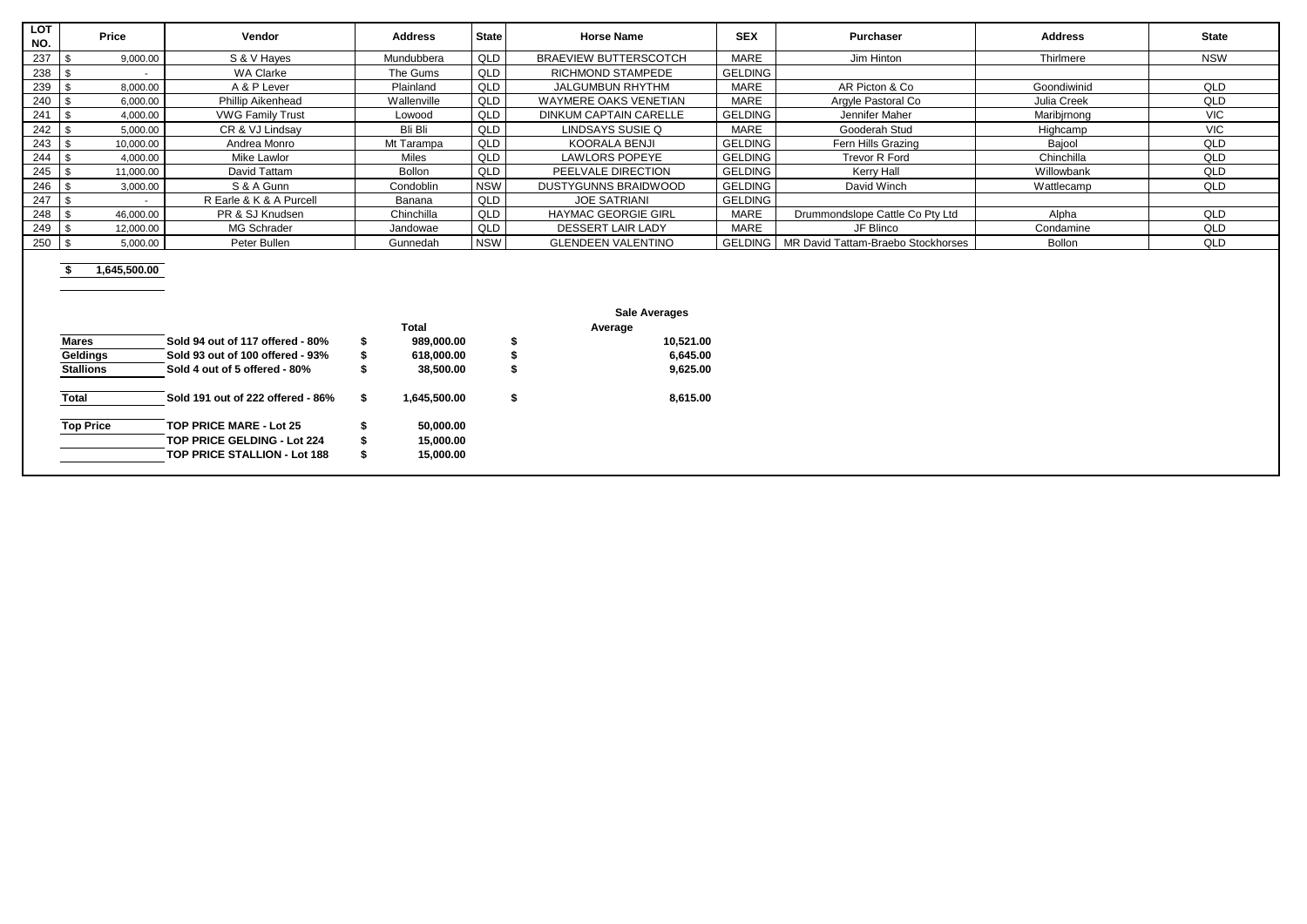| LOT NO. | Price | Vendor | Address | State | Horse Name | SEX | Purchaser | Address | State |
|---|---|---|---|---|---|---|---|---|---|
| 237 | $ 9,000.00 | S & V Hayes | Mundubbera | QLD | BRAEVIEW BUTTERSCOTCH | MARE | Jim Hinton | Thirlmere | NSW |
| 238 | $ - | WA Clarke | The Gums | QLD | RICHMOND STAMPEDE | GELDING | | | |
| 239 | $ 8,000.00 | A & P Lever | Plainland | QLD | JALGUMBUN RHYTHM | MARE | AR Picton & Co | Goondiwindi | QLD |
| 240 | $ 6,000.00 | Phillip Aikenhead | Wallenville | QLD | WAYMERE OAKS VENETIAN | MARE | Argyle Pastoral Co | Julia Creek | QLD |
| 241 | $ 4,000.00 | VWG Family Trust | Lowood | QLD | DINKUM CAPTAIN CARELLE | GELDING | Jennifer Maher | Maribjrnong | VIC |
| 242 | $ 5,000.00 | CR & VJ Lindsay | Bli Bli | QLD | LINDSAYS SUSIE Q | MARE | Gooderah Stud | Highcamp | VIC |
| 243 | $ 10,000.00 | Andrea Monro | Mt Tarampa | QLD | KOORALA BENJI | GELDING | Fern Hills Grazing | Bajool | QLD |
| 244 | $ 4,000.00 | Mike Lawlor | Miles | QLD | LAWLORS POPEYE | GELDING | Trevor R Ford | Chinchilla | QLD |
| 245 | $ 11,000.00 | David Tattam | Bollon | QLD | PEELVALE DIRECTION | GELDING | Kerry Hall | Willowbank | QLD |
| 246 | $ 3,000.00 | S & A Gunn | Condoblin | NSW | DUSTYGUNNS BRAIDWOOD | GELDING | David Winch | Wattlecamp | QLD |
| 247 | $ - | R Earle & K & A Purcell | Banana | QLD | JOE SATRIANI | GELDING | | | |
| 248 | $ 46,000.00 | PR & SJ Knudsen | Chinchilla | QLD | HAYMAC GEORGIE GIRL | MARE | Drummondslope Cattle Co Pty Ltd | Alpha | QLD |
| 249 | $ 12,000.00 | MG Schrader | Jandowae | QLD | DESSERT LAIR LADY | MARE | JF Blinco | Condamine | QLD |
| 250 | $ 5,000.00 | Peter Bullen | Gunnedah | NSW | GLENDEEN VALENTINO | GELDING | MR David Tattam-Braebo Stockhorses | Bollon | QLD |

**$ 1,645,500.00**

**Sale Averages**

| | | Total | Average |
|---|---|---|---|
| **Mares** | **Sold 94 out of 117 offered - 80%** | **$ 989,000.00** | **$ 10,521.00** |
| **Geldings** | **Sold 93 out of 100 offered - 93%** | **$ 618,000.00** | **$ 6,645.00** |
| **Stallions** | **Sold 4 out of 5 offered - 80%** | **$ 38,500.00** | **$ 9,625.00** |
| **Total** | **Sold 191 out of 222 offered - 86%** | **$ 1,645,500.00** | **$ 8,615.00** |
| **Top Price** | **TOP PRICE MARE - Lot 25** | **$ 50,000.00** | |
| | **TOP PRICE GELDING - Lot 224** | **$ 15,000.00** | |
| | **TOP PRICE STALLION - Lot 188** | **$ 15,000.00** | |